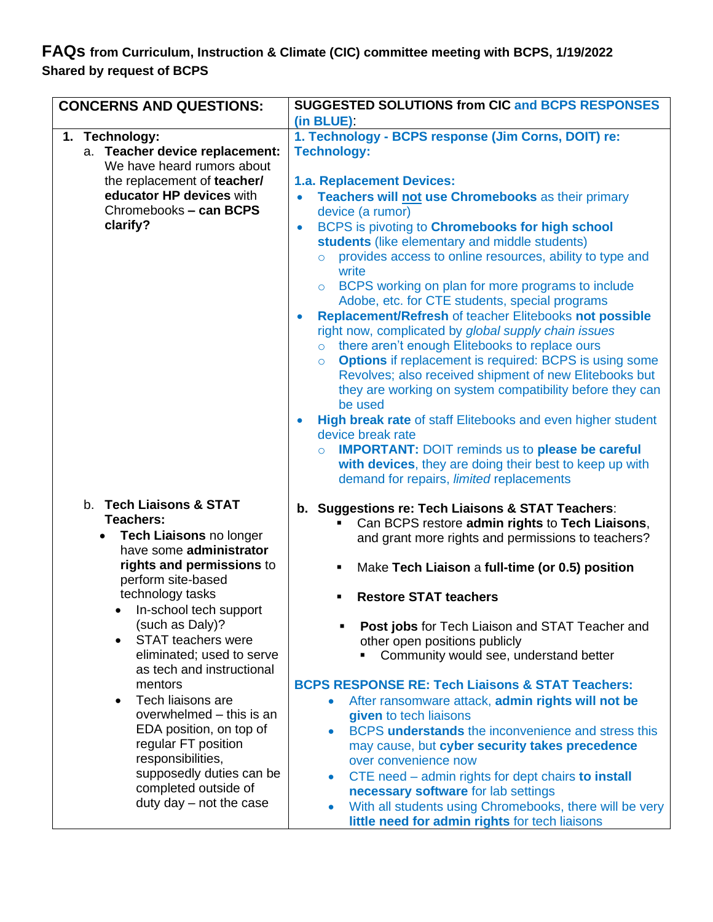# FAQs from Curriculum, Instruction & Climate (CIC) committee meeting with BCPS, 1/19/2022

**Shared by request of BCPS**

| **CONCERNS AND QUESTIONS:** | **SUGGESTED SOLUTIONS from CIC and BCPS RESPONSES (in BLUE):** |
|---|---|
| **1. Technology:**<br>a. **Teacher device replacement:** We have heard rumors about the replacement of **teacher/ educator HP devices** with Chromebooks **– can BCPS clarify?** | **1. Technology - BCPS response (Jim Corns, DOIT) re: Technology:**<br><br>**1.a. Replacement Devices:**<br>• **Teachers will not use Chromebooks** as their primary device (a rumor)<br>• BCPS is pivoting to **Chromebooks for high school students** (like elementary and middle students)<br>  ○ provides access to online resources, ability to type and write<br>  ○ BCPS working on plan for more programs to include Adobe, etc. for CTE students, special programs<br>• **Replacement/Refresh** of teacher Elitebooks **not possible** right now, complicated by *global supply chain issues*<br>  ○ there aren't enough Elitebooks to replace ours<br>  ○ **Options** if replacement is required: BCPS is using some Revolves; also received shipment of new Elitebooks but they are working on system compatibility before they can be used<br>• **High break rate** of staff Elitebooks and even higher student device break rate<br>  ○ **IMPORTANT:** DOIT reminds us to **please be careful with devices**, they are doing their best to keep up with demand for repairs, *limited* replacements |
| b. **Tech Liaisons & STAT Teachers:**<br>• **Tech Liaisons** no longer have some **administrator rights and permissions** to perform site-based technology tasks<br>  • In-school tech support (such as Daly)?<br>  • STAT teachers were eliminated; used to serve as tech and instructional mentors<br>  • Tech liaisons are overwhelmed – this is an EDA position, on top of regular FT position responsibilities, supposedly duties can be completed outside of duty day – not the case | **b. Suggestions re: Tech Liaisons & STAT Teachers:**<br>▪ Can BCPS restore **admin rights** to **Tech Liaisons**, and grant more rights and permissions to teachers?<br>▪ Make **Tech Liaison** a **full-time (or 0.5) position**<br>▪ **Restore STAT teachers**<br>▪ **Post jobs** for Tech Liaison and STAT Teacher and other open positions publicly<br>  ▪ Community would see, understand better<br><br>**BCPS RESPONSE RE: Tech Liaisons & STAT Teachers:**<br>• After ransomware attack, **admin rights will not be given** to tech liaisons<br>• BCPS **understands** the inconvenience and stress this may cause, but **cyber security takes precedence** over convenience now<br>• CTE need – admin rights for dept chairs **to install necessary software** for lab settings<br>• With all students using Chromebooks, there will be very **little need for admin rights** for tech liaisons |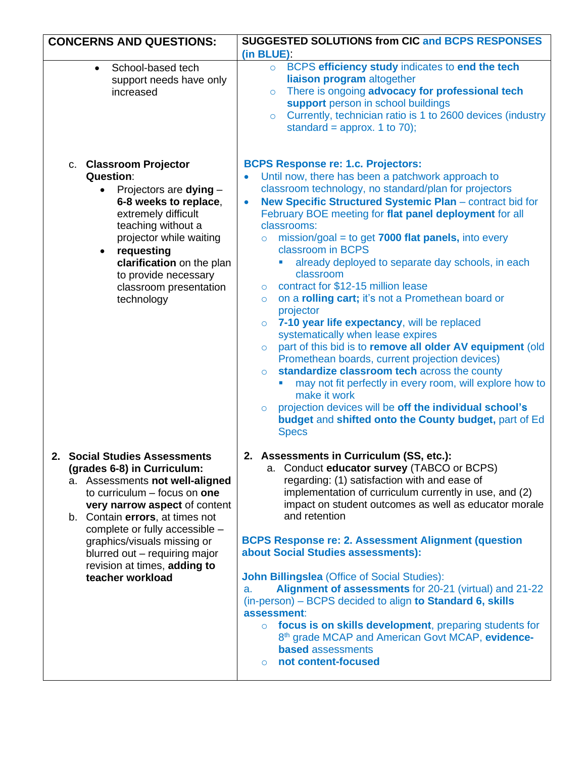| CONCERNS AND QUESTIONS: | SUGGESTED SOLUTIONS from CIC and BCPS RESPONSES (in BLUE): |
|---|---|
| • School-based tech support needs have only increased | ○ BCPS **efficiency study** indicates to **end the tech liaison program** altogether<br>○ There is ongoing **advocacy for professional tech support** person in school buildings<br>○ Currently, technician ratio is 1 to 2600 devices (industry standard = approx. 1 to 70); |
| c. **Classroom Projector Question**:<br>• Projectors are **dying** – **6-8 weeks to replace**, extremely difficult teaching without a projector while waiting<br>• **requesting clarification** on the plan to provide necessary classroom presentation technology | **BCPS Response re: 1.c. Projectors:**<br>• Until now, there has been a patchwork approach to classroom technology, no standard/plan for projectors<br>• **New Specific Structured Systemic Plan** – contract bid for February BOE meeting for **flat panel deployment** for all classrooms:<br>○ mission/goal = to get **7000 flat panels,** into every classroom in BCPS<br>▪ already deployed to separate day schools, in each classroom<br>○ contract for $12-15 million lease<br>○ on a **rolling cart;** it's not a Promethean board or projector<br>○ **7-10 year life expectancy**, will be replaced systematically when lease expires<br>○ part of this bid is to **remove all older AV equipment** (old Promethean boards, current projection devices)<br>○ **standardize classroom tech** across the county<br>▪ may not fit perfectly in every room, will explore how to make it work<br>○ projection devices will be **off the individual school's budget** and **shifted onto the County budget,** part of Ed Specs |
| **2. Social Studies Assessments (grades 6-8) in Curriculum:**<br>a. Assessments **not well-aligned** to curriculum – focus on **one very narrow aspect** of content<br>b. Contain **errors**, at times not complete or fully accessible – graphics/visuals missing or blurred out – requiring major revision at times, **adding to teacher workload** | **2. Assessments in Curriculum (SS, etc.):**<br>a. Conduct **educator survey** (TABCO or BCPS) regarding: (1) satisfaction with and ease of implementation of curriculum currently in use, and (2) impact on student outcomes as well as educator morale and retention<br><br>**BCPS Response re: 2. Assessment Alignment (question about Social Studies assessments):**<br><br>**John Billingslea** (Office of Social Studies):<br>a. **Alignment of assessments** for 20-21 (virtual) and 21-22 (in-person) – BCPS decided to align **to Standard 6, skills assessment**:<br>○ **focus is on skills development**, preparing students for 8th grade MCAP and American Govt MCAP, **evidence-based** assessments<br>○ **not content-focused** |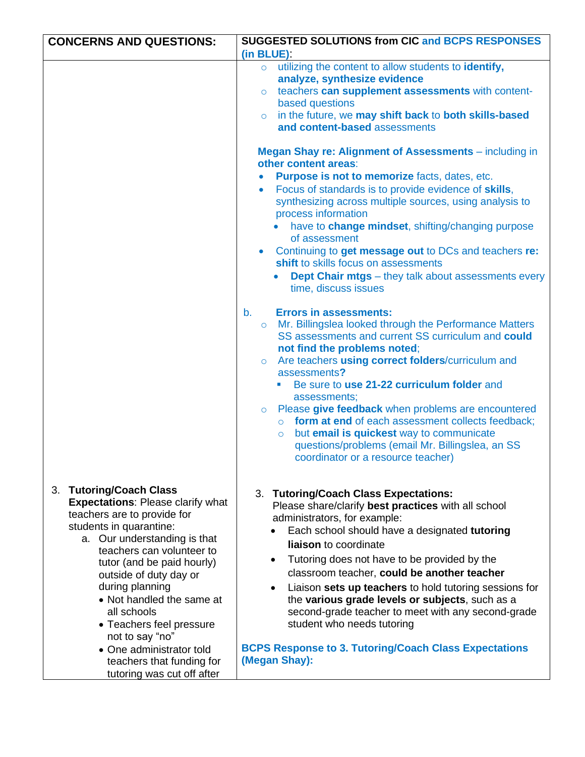| **CONCERNS AND QUESTIONS:** | **SUGGESTED SOLUTIONS from CIC and BCPS RESPONSES (in BLUE):** |
|---|---|
| | ○ utilizing the content to allow students to **identify, analyze, synthesize evidence**<br>○ teachers **can supplement assessments** with content-based questions<br>○ in the future, we **may shift back** to **both skills-based and content-based** assessments<br><br>**Megan Shay re: Alignment of Assessments** – including in **other content areas**:<br>• **Purpose is not to memorize** facts, dates, etc.<br>• Focus of standards is to provide evidence of **skills**, synthesizing across multiple sources, using analysis to process information<br>&nbsp;&nbsp;&nbsp;&nbsp;• have to **change mindset**, shifting/changing purpose of assessment<br>• Continuing to **get message out** to DCs and teachers **re: shift** to skills focus on assessments<br>&nbsp;&nbsp;&nbsp;&nbsp;• **Dept Chair mtgs** – they talk about assessments every time, discuss issues<br><br>b. **Errors in assessments:**<br>○ Mr. Billingslea looked through the Performance Matters SS assessments and current SS curriculum and **could not find the problems noted**;<br>○ Are teachers **using correct folders**/curriculum and assessments**?**<br>&nbsp;&nbsp;&nbsp;&nbsp;▪ Be sure to **use 21-22 curriculum folder** and assessments;<br>○ Please **give feedback** when problems are encountered<br>&nbsp;&nbsp;&nbsp;&nbsp;○ **form at end** of each assessment collects feedback;<br>&nbsp;&nbsp;&nbsp;&nbsp;○ but **email is quickest** way to communicate questions/problems (email Mr. Billingslea, an SS coordinator or a resource teacher) |
| 3. **Tutoring/Coach Class Expectations**: Please clarify what teachers are to provide for students in quarantine:<br>&nbsp;&nbsp;&nbsp;&nbsp;a. Our understanding is that teachers can volunteer to tutor (and be paid hourly) outside of duty day or during planning<br>&nbsp;&nbsp;&nbsp;&nbsp;&nbsp;&nbsp;&nbsp;&nbsp;• Not handled the same at all schools<br>&nbsp;&nbsp;&nbsp;&nbsp;&nbsp;&nbsp;&nbsp;&nbsp;• Teachers feel pressure not to say "no"<br>&nbsp;&nbsp;&nbsp;&nbsp;&nbsp;&nbsp;&nbsp;&nbsp;• One administrator told teachers that funding for tutoring was cut off after | 3. **Tutoring/Coach Class Expectations:**<br>Please share/clarify **best practices** with all school administrators, for example:<br>• Each school should have a designated **tutoring liaison** to coordinate<br>• Tutoring does not have to be provided by the classroom teacher, **could be another teacher**<br>• Liaison **sets up teachers** to hold tutoring sessions for the **various grade levels or subjects**, such as a second-grade teacher to meet with any second-grade student who needs tutoring<br><br>**BCPS Response to 3. Tutoring/Coach Class Expectations (Megan Shay):** |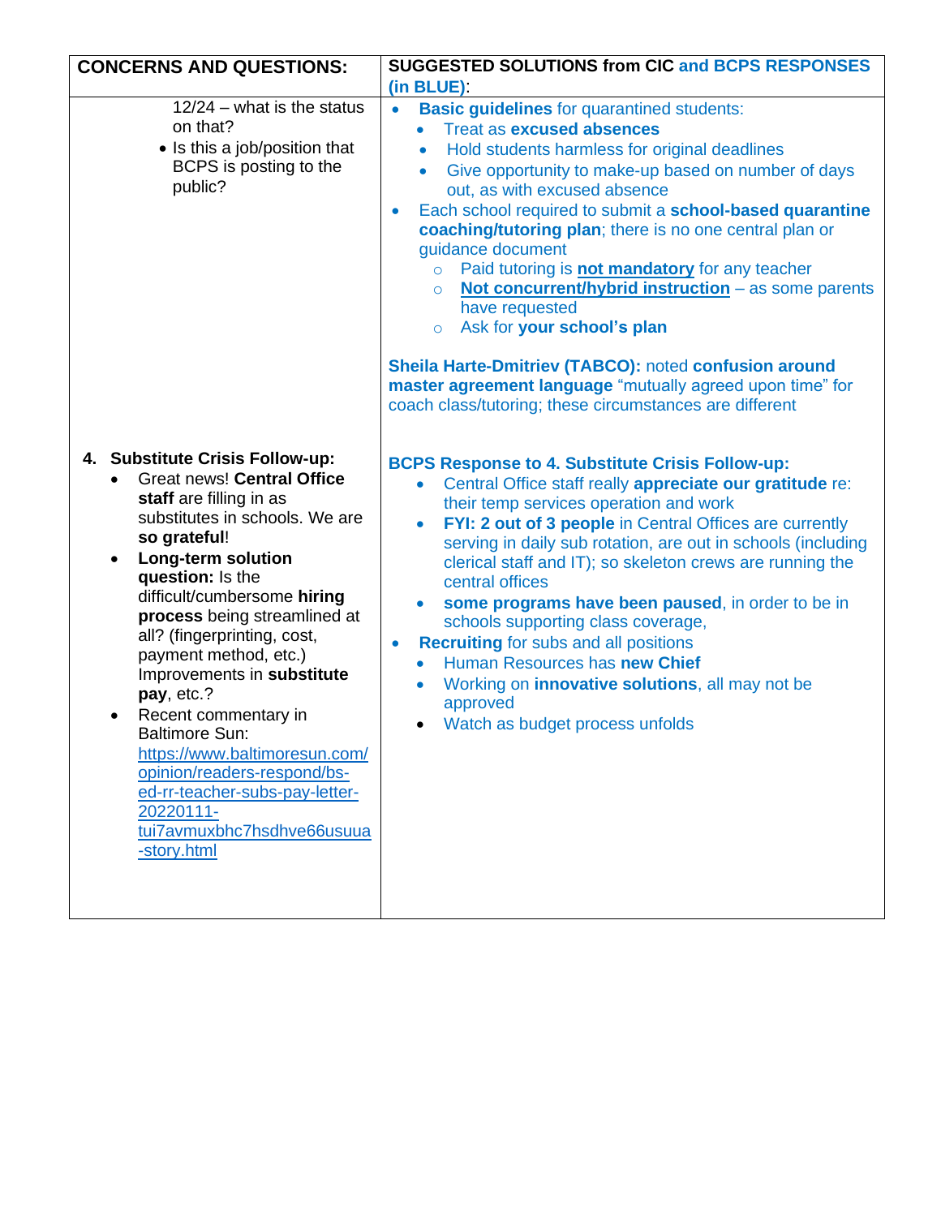| CONCERNS AND QUESTIONS: | SUGGESTED SOLUTIONS from CIC and BCPS RESPONSES (in BLUE): |
|---|---|
| 12/24 – what is the status on that?<br>• Is this a job/position that BCPS is posting to the public? | • **Basic guidelines** for quarantined students:<br>  • Treat as **excused absences**<br>  • Hold students harmless for original deadlines<br>  • Give opportunity to make-up based on number of days out, as with excused absence<br>• Each school required to submit a **school-based quarantine coaching/tutoring plan**; there is no one central plan or guidance document<br>  ○ Paid tutoring is **not mandatory** for any teacher<br>  ○ **Not concurrent/hybrid instruction** – as some parents have requested<br>  ○ Ask for **your school's plan**<br><br>**Sheila Harte-Dmitriev (TABCO):** noted **confusion around master agreement language** "mutually agreed upon time" for coach class/tutoring; these circumstances are different |
| **4. Substitute Crisis Follow-up:**<br>• Great news! **Central Office staff** are filling in as substitutes in schools. We are **so grateful**!<br>• **Long-term solution question:** Is the difficult/cumbersome **hiring process** being streamlined at all? (fingerprinting, cost, payment method, etc.) Improvements in **substitute pay**, etc.?<br>• Recent commentary in Baltimore Sun: https://www.baltimoresun.com/opinion/readers-respond/bs-ed-rr-teacher-subs-pay-letter-20220111-tui7avmuxbhc7hsdhve66usuua-story.html | **BCPS Response to 4. Substitute Crisis Follow-up:**<br>• Central Office staff really **appreciate our gratitude** re: their temp services operation and work<br>• **FYI: 2 out of 3 people** in Central Offices are currently serving in daily sub rotation, are out in schools (including clerical staff and IT); so skeleton crews are running the central offices<br>• **some programs have been paused**, in order to be in schools supporting class coverage,<br>• **Recruiting** for subs and all positions<br>  • Human Resources has **new Chief**<br>  • Working on **innovative solutions**, all may not be approved<br>  • Watch as budget process unfolds |